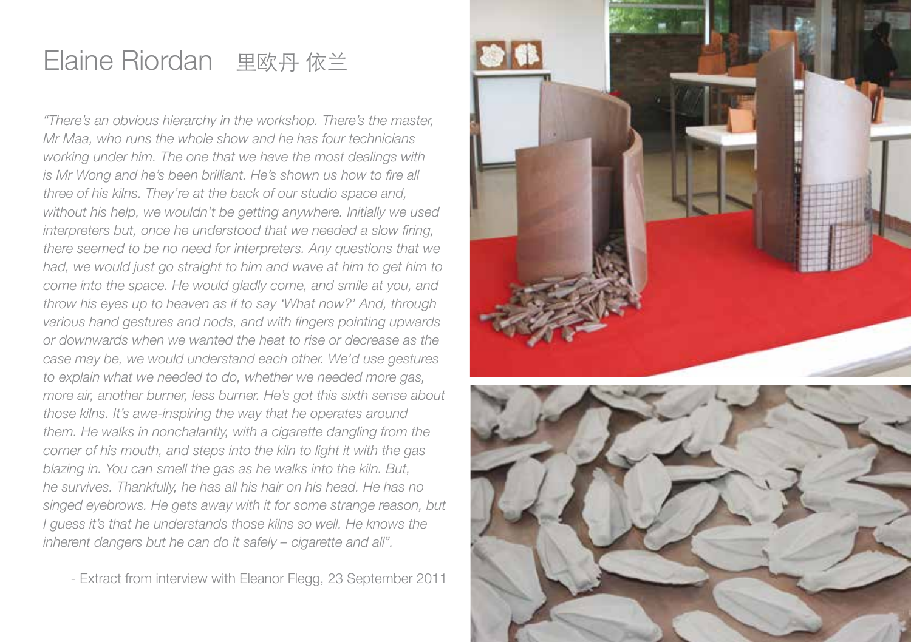# Elaine Riordan 里欧丹 依兰

*"There's an obvious hierarchy in the workshop. There's the master, Mr Maa, who runs the whole show and he has four technicians working under him. The one that we have the most dealings with is Mr Wong and he's been brilliant. He's shown us how to fire all three of his kilns. They're at the back of our studio space and, without his help, we wouldn't be getting anywhere. Initially we used interpreters but, once he understood that we needed a slow firing, there seemed to be no need for interpreters. Any questions that we had, we would just go straight to him and wave at him to get him to come into the space. He would gladly come, and smile at you, and throw his eyes up to heaven as if to say 'What now?' And, through various hand gestures and nods, and with fingers pointing upwards or downwards when we wanted the heat to rise or decrease as the case may be, we would understand each other. We'd use gestures to explain what we needed to do, whether we needed more gas, more air, another burner, less burner. He's got this sixth sense about those kilns. It's awe-inspiring the way that he operates around them. He walks in nonchalantly, with a cigarette dangling from the corner of his mouth, and steps into the kiln to light it with the gas blazing in. You can smell the gas as he walks into the kiln. But, he survives. Thankfully, he has all his hair on his head. He has no singed eyebrows. He gets away with it for some strange reason, but I guess it's that he understands those kilns so well. He knows the inherent dangers but he can do it safely – cigarette and all".*

- Extract from interview with Eleanor Flegg, 23 September 2011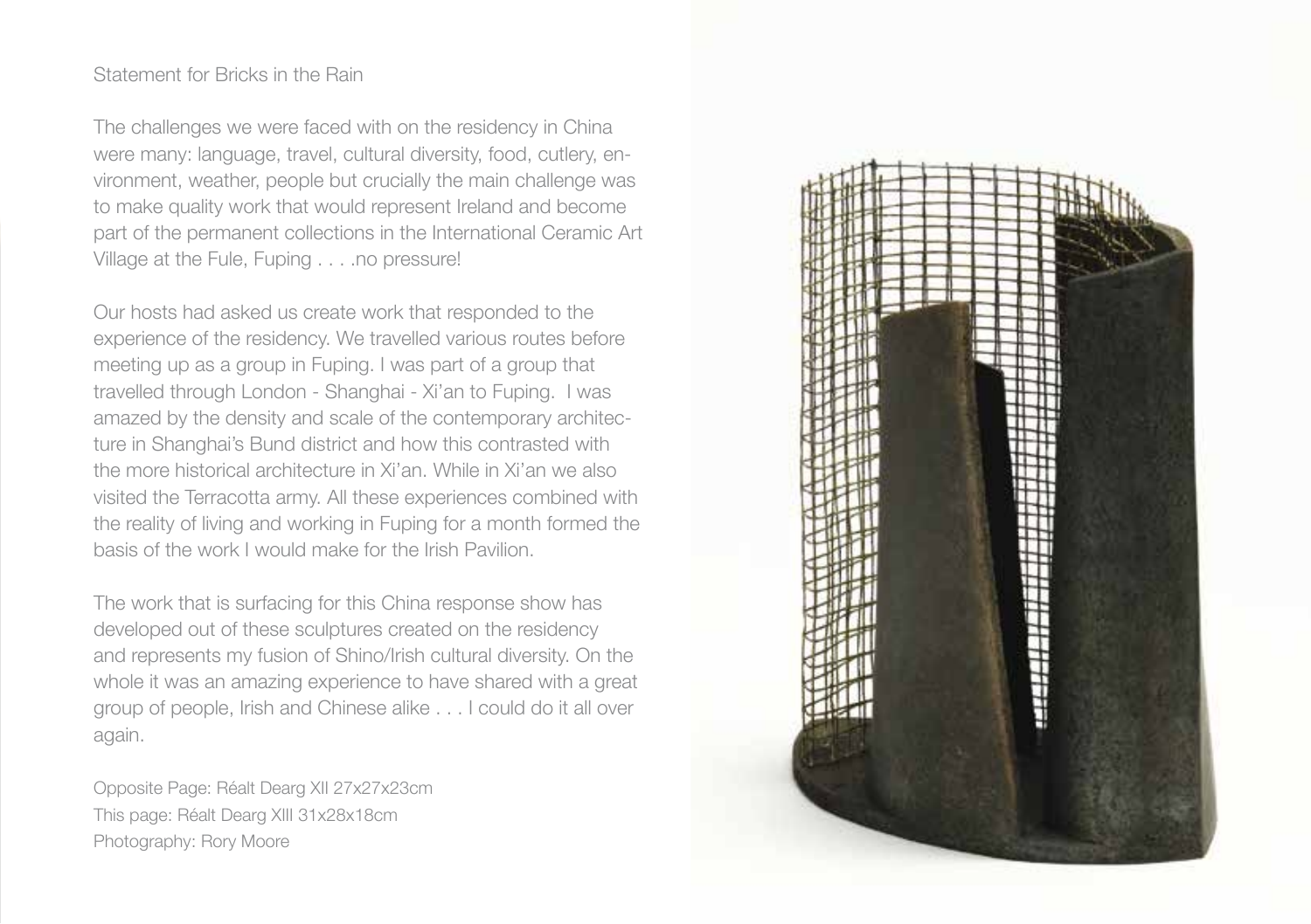Statement for Bricks in the Rain

The challenges we were faced with on the residency in China were many: language, travel, cultural diversity, food, cutlery, environment, weather, people but crucially the main challenge was to make quality work that would represent Ireland and become part of the permanent collections in the International Ceramic Art Village at the Fule, Fuping . . . .no pressure!

Our hosts had asked us create work that responded to the experience of the residency. We travelled various routes before meeting up as a group in Fuping. I was part of a group that travelled through London - Shanghai - Xi'an to Fuping. I was amazed by the density and scale of the contemporary architecture in Shanghai's Bund district and how this contrasted with the more historical architecture in Xi'an. While in Xi'an we also visited the Terracotta army. All these experiences combined with the reality of living and working in Fuping for a month formed the basis of the work I would make for the Irish Pavilion.

The work that is surfacing for this China response show has developed out of these sculptures created on the residency and represents my fusion of Shino/Irish cultural diversity. On the whole it was an amazing experience to have shared with a great group of people, Irish and Chinese alike . . . I could do it all over again.

Opposite Page: Réalt Dearg XII 27x27x23cm
This page: Réalt Dearg XIII 31x28x18cm
Photography: Rory Moore